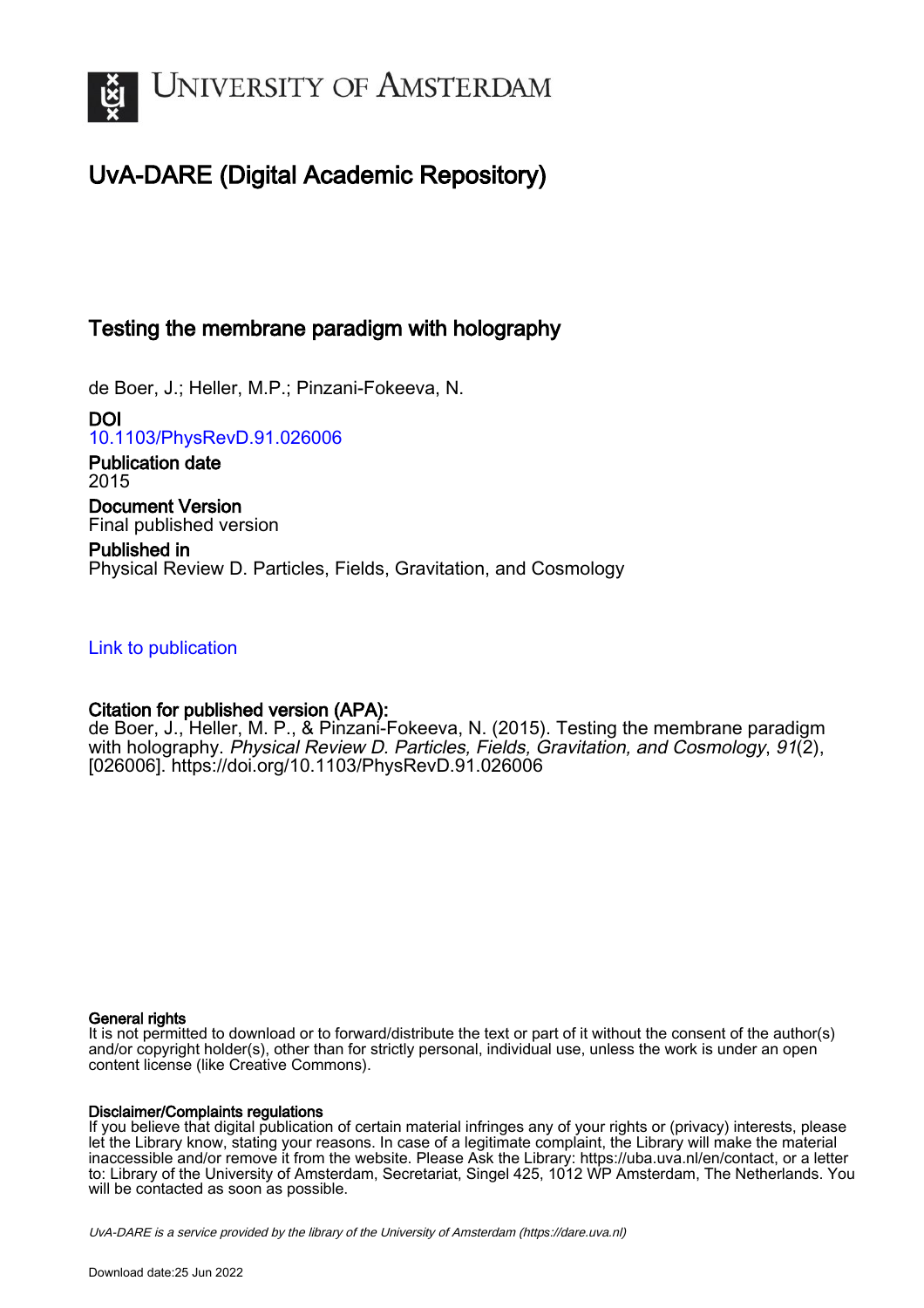UNIVERSITY OF AMSTERDAM

# UvA-DARE (Digital Academic Repository)

## Testing the membrane paradigm with holography

de Boer, J.; Heller, M.P.; Pinzani-Fokeeva, N.

**DOI**
10.1103/PhysRevD.91.026006

**Publication date**
2015

**Document Version**
Final published version

**Published in**
Physical Review D. Particles, Fields, Gravitation, and Cosmology

Link to publication

**Citation for published version (APA):**
de Boer, J., Heller, M. P., & Pinzani-Fokeeva, N. (2015). Testing the membrane paradigm with holography. *Physical Review D. Particles, Fields, Gravitation, and Cosmology*, *91*(2), [026006]. https://doi.org/10.1103/PhysRevD.91.026006

**General rights**
It is not permitted to download or to forward/distribute the text or part of it without the consent of the author(s) and/or copyright holder(s), other than for strictly personal, individual use, unless the work is under an open content license (like Creative Commons).

**Disclaimer/Complaints regulations**
If you believe that digital publication of certain material infringes any of your rights or (privacy) interests, please let the Library know, stating your reasons. In case of a legitimate complaint, the Library will make the material inaccessible and/or remove it from the website. Please Ask the Library: https://uba.uva.nl/en/contact, or a letter to: Library of the University of Amsterdam, Secretariat, Singel 425, 1012 WP Amsterdam, The Netherlands. You will be contacted as soon as possible.

*UvA-DARE is a service provided by the library of the University of Amsterdam (https://dare.uva.nl)*

Download date:25 Jun 2022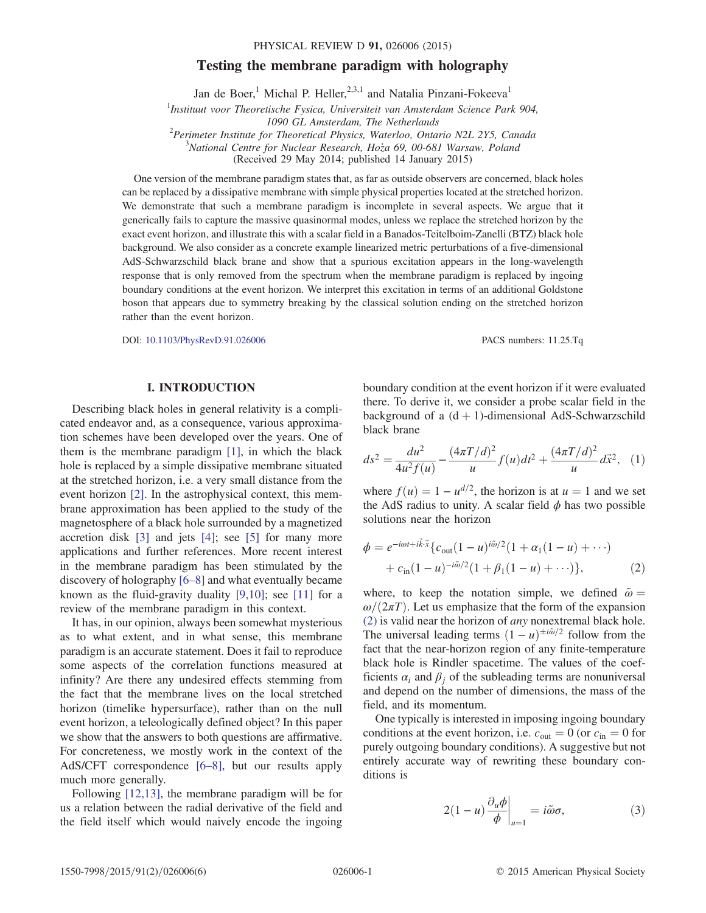# Testing the membrane paradigm with holography

Jan de Boer,[1] Michal P. Heller,[2,3,1] and Natalia Pinzani-Fokeeva[1]

[1]*Instituut voor Theoretische Fysica, Universiteit van Amsterdam Science Park 904, 1090 GL Amsterdam, The Netherlands*
[2]*Perimeter Institute for Theoretical Physics, Waterloo, Ontario N2L 2Y5, Canada*
[3]*National Centre for Nuclear Research, Hoża 69, 00-681 Warsaw, Poland*
(Received 29 May 2014; published 14 January 2015)

One version of the membrane paradigm states that, as far as outside observers are concerned, black holes can be replaced by a dissipative membrane with simple physical properties located at the stretched horizon. We demonstrate that such a membrane paradigm is incomplete in several aspects. We argue that it generically fails to capture the massive quasinormal modes, unless we replace the stretched horizon by the exact event horizon, and illustrate this with a scalar field in a Banados-Teitelboim-Zanelli (BTZ) black hole background. We also consider as a concrete example linearized metric perturbations of a five-dimensional AdS-Schwarzschild black brane and show that a spurious excitation appears in the long-wavelength response that is only removed from the spectrum when the membrane paradigm is replaced by ingoing boundary conditions at the event horizon. We interpret this excitation in terms of an additional Goldstone boson that appears due to symmetry breaking by the classical solution ending on the stretched horizon rather than the event horizon.

DOI: 10.1103/PhysRevD.91.026006 PACS numbers: 11.25.Tq

## I. INTRODUCTION

Describing black holes in general relativity is a complicated endeavor and, as a consequence, various approximation schemes have been developed over the years. One of them is the membrane paradigm [1], in which the black hole is replaced by a simple dissipative membrane situated at the stretched horizon, i.e. a very small distance from the event horizon [2]. In the astrophysical context, this membrane approximation has been applied to the study of the magnetosphere of a black hole surrounded by a magnetized accretion disk [3] and jets [4]; see [5] for many more applications and further references. More recent interest in the membrane paradigm has been stimulated by the discovery of holography [6–8] and what eventually became known as the fluid-gravity duality [9,10]; see [11] for a review of the membrane paradigm in this context.

It has, in our opinion, always been somewhat mysterious as to what extent, and in what sense, this membrane paradigm is an accurate statement. Does it fail to reproduce some aspects of the correlation functions measured at infinity? Are there any undesired effects stemming from the fact that the membrane lives on the local stretched horizon (timelike hypersurface), rather than on the null event horizon, a teleologically defined object? In this paper we show that the answers to both questions are affirmative. For concreteness, we mostly work in the context of the AdS/CFT correspondence [6–8], but our results apply much more generally.

Following [12,13], the membrane paradigm will be for us a relation between the radial derivative of the field and the field itself which would naively encode the ingoing boundary condition at the event horizon if it were evaluated there. To derive it, we consider a probe scalar field in the background of a (d + 1)-dimensional AdS-Schwarzschild black brane

$$ds^2 = \frac{du^2}{4u^2 f(u)} - \frac{(4\pi T/d)^2}{u} f(u) dt^2 + \frac{(4\pi T/d)^2}{u} d\vec{x}^2, \quad (1)$$

where $f(u) = 1 - u^{d/2}$, the horizon is at $u = 1$ and we set the AdS radius to unity. A scalar field $\phi$ has two possible solutions near the horizon

$$\phi = e^{-i\omega t + i\vec{k}\cdot\vec{x}}\{c_{\rm out}(1-u)^{i\tilde{\omega}/2}(1 + \alpha_1(1-u) + \cdots) + c_{\rm in}(1-u)^{-i\tilde{\omega}/2}(1 + \beta_1(1-u) + \cdots)\}, \quad (2)$$

where, to keep the notation simple, we defined $\tilde{\omega} = \omega/(2\pi T)$. Let us emphasize that the form of the expansion (2) is valid near the horizon of *any* nonextremal black hole. The universal leading terms $(1-u)^{\pm i\tilde{\omega}/2}$ follow from the fact that the near-horizon region of any finite-temperature black hole is Rindler spacetime. The values of the coefficients $\alpha_i$ and $\beta_j$ of the subleading terms are nonuniversal and depend on the number of dimensions, the mass of the field, and its momentum.

One typically is interested in imposing ingoing boundary conditions at the event horizon, i.e. $c_{\rm out} = 0$ (or $c_{\rm in} = 0$ for purely outgoing boundary conditions). A suggestive but not entirely accurate way of rewriting these boundary conditions is

$$2(1-u)\frac{\partial_u \phi}{\phi}\bigg|_{u=1} = i\tilde{\omega}\sigma, \quad (3)$$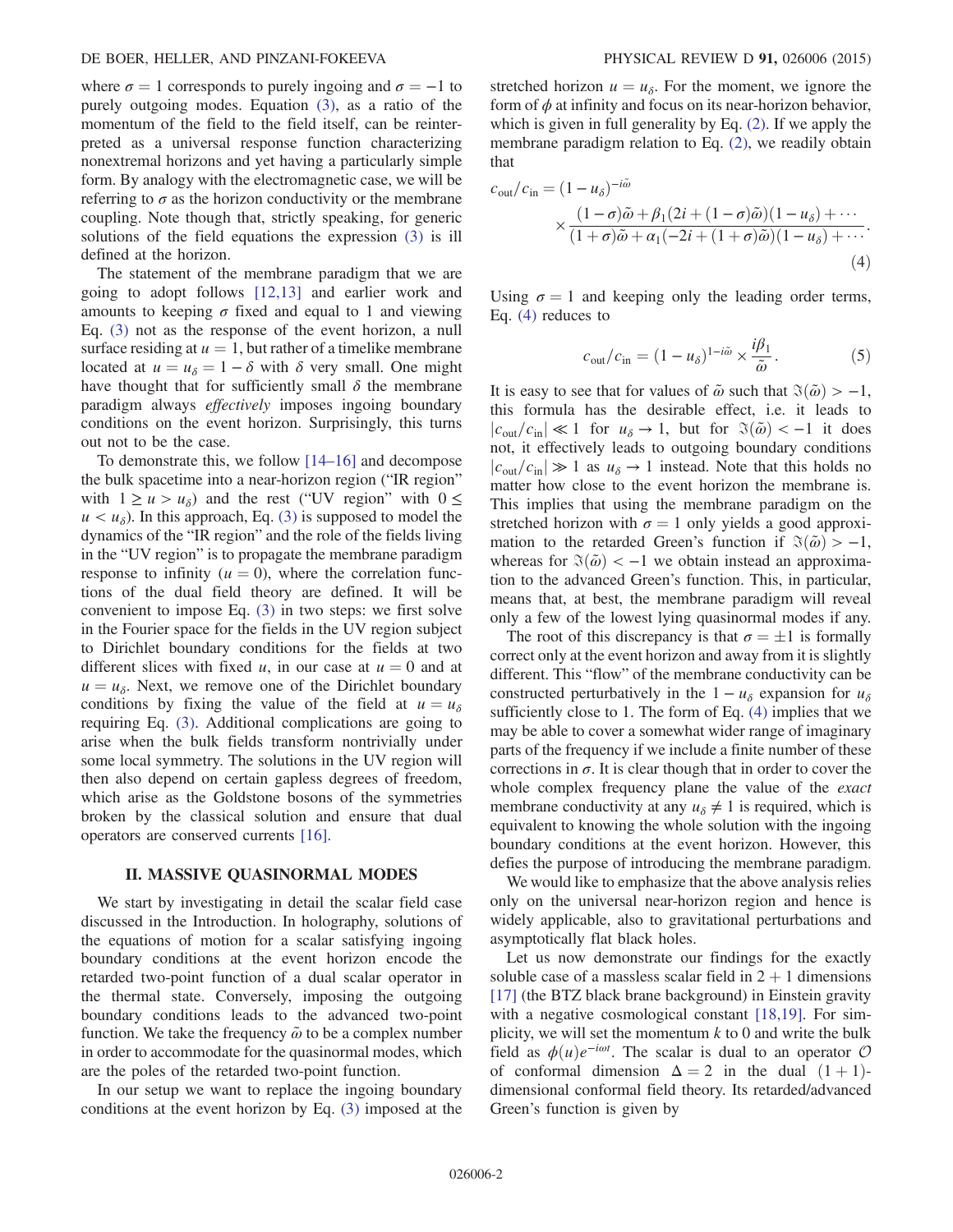where $\sigma = 1$ corresponds to purely ingoing and $\sigma = -1$ to purely outgoing modes. Equation (3), as a ratio of the momentum of the field to the field itself, can be reinterpreted as a universal response function characterizing nonextremal horizons and yet having a particularly simple form. By analogy with the electromagnetic case, we will be referring to $\sigma$ as the horizon conductivity or the membrane coupling. Note though that, strictly speaking, for generic solutions of the field equations the expression (3) is ill defined at the horizon.

The statement of the membrane paradigm that we are going to adopt follows [12,13] and earlier work and amounts to keeping $\sigma$ fixed and equal to 1 and viewing Eq. (3) not as the response of the event horizon, a null surface residing at $u = 1$, but rather of a timelike membrane located at $u = u_\delta = 1 - \delta$ with $\delta$ very small. One might have thought that for sufficiently small $\delta$ the membrane paradigm always *effectively* imposes ingoing boundary conditions on the event horizon. Surprisingly, this turns out not to be the case.

To demonstrate this, we follow [14–16] and decompose the bulk spacetime into a near-horizon region ("IR region" with $1 \geq u > u_\delta$) and the rest ("UV region" with $0 \leq u < u_\delta$). In this approach, Eq. (3) is supposed to model the dynamics of the "IR region" and the role of the fields living in the "UV region" is to propagate the membrane paradigm response to infinity ($u = 0$), where the correlation functions of the dual field theory are defined. It will be convenient to impose Eq. (3) in two steps: we first solve in the Fourier space for the fields in the UV region subject to Dirichlet boundary conditions for the fields at two different slices with fixed $u$, in our case at $u = 0$ and at $u = u_\delta$. Next, we remove one of the Dirichlet boundary conditions by fixing the value of the field at $u = u_\delta$ requiring Eq. (3). Additional complications are going to arise when the bulk fields transform nontrivially under some local symmetry. The solutions in the UV region will then also depend on certain gapless degrees of freedom, which arise as the Goldstone bosons of the symmetries broken by the classical solution and ensure that dual operators are conserved currents [16].

## II. MASSIVE QUASINORMAL MODES

We start by investigating in detail the scalar field case discussed in the Introduction. In holography, solutions of the equations of motion for a scalar satisfying ingoing boundary conditions at the event horizon encode the retarded two-point function of a dual scalar operator in the thermal state. Conversely, imposing the outgoing boundary conditions leads to the advanced two-point function. We take the frequency $\tilde{\omega}$ to be a complex number in order to accommodate for the quasinormal modes, which are the poles of the retarded two-point function.

In our setup we want to replace the ingoing boundary conditions at the event horizon by Eq. (3) imposed at the stretched horizon $u = u_\delta$. For the moment, we ignore the form of $\phi$ at infinity and focus on its near-horizon behavior, which is given in full generality by Eq. (2). If we apply the membrane paradigm relation to Eq. (2), we readily obtain that

$$
c_{\text{out}}/c_{\text{in}} = (1 - u_\delta)^{-i\tilde{\omega}} \times \frac{(1-\sigma)\tilde{\omega} + \beta_1(2i + (1-\sigma)\tilde{\omega})(1-u_\delta) + \cdots}{(1+\sigma)\tilde{\omega} + \alpha_1(-2i + (1+\sigma)\tilde{\omega})(1-u_\delta) + \cdots}. \tag{4}
$$

Using $\sigma = 1$ and keeping only the leading order terms, Eq. (4) reduces to

$$
c_{\text{out}}/c_{\text{in}} = (1 - u_\delta)^{1-i\tilde{\omega}} \times \frac{i\beta_1}{\tilde{\omega}}. \tag{5}
$$

It is easy to see that for values of $\tilde{\omega}$ such that $\Im(\tilde{\omega}) > -1$, this formula has the desirable effect, i.e. it leads to $|c_{\text{out}}/c_{\text{in}}| \ll 1$ for $u_\delta \to 1$, but for $\Im(\tilde{\omega}) < -1$ it does not, it effectively leads to outgoing boundary conditions $|c_{\text{out}}/c_{\text{in}}| \gg 1$ as $u_\delta \to 1$ instead. Note that this holds no matter how close to the event horizon the membrane is. This implies that using the membrane paradigm on the stretched horizon with $\sigma = 1$ only yields a good approximation to the retarded Green's function if $\Im(\tilde{\omega}) > -1$, whereas for $\Im(\tilde{\omega}) < -1$ we obtain instead an approximation to the advanced Green's function. This, in particular, means that, at best, the membrane paradigm will reveal only a few of the lowest lying quasinormal modes if any.

The root of this discrepancy is that $\sigma = \pm 1$ is formally correct only at the event horizon and away from it is slightly different. This "flow" of the membrane conductivity can be constructed perturbatively in the $1 - u_\delta$ expansion for $u_\delta$ sufficiently close to 1. The form of Eq. (4) implies that we may be able to cover a somewhat wider range of imaginary parts of the frequency if we include a finite number of these corrections in $\sigma$. It is clear though that in order to cover the whole complex frequency plane the value of the *exact* membrane conductivity at any $u_\delta \neq 1$ is required, which is equivalent to knowing the whole solution with the ingoing boundary conditions at the event horizon. However, this defies the purpose of introducing the membrane paradigm.

We would like to emphasize that the above analysis relies only on the universal near-horizon region and hence is widely applicable, also to gravitational perturbations and asymptotically flat black holes.

Let us now demonstrate our findings for the exactly soluble case of a massless scalar field in 2 + 1 dimensions [17] (the BTZ black brane background) in Einstein gravity with a negative cosmological constant [18,19]. For simplicity, we will set the momentum $k$ to 0 and write the bulk field as $\phi(u)e^{-i\omega t}$. The scalar is dual to an operator $\mathcal{O}$ of conformal dimension $\Delta = 2$ in the dual $(1+1)$-dimensional conformal field theory. Its retarded/advanced Green's function is given by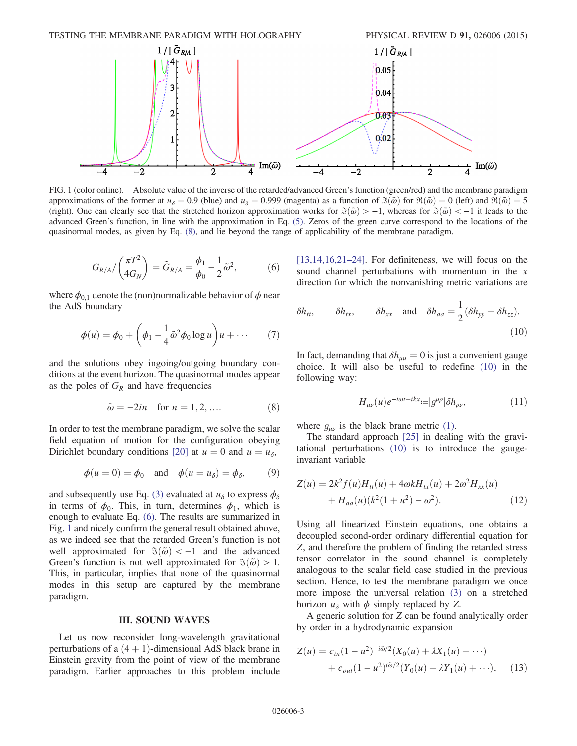FIG. 1 (color online). Absolute value of the inverse of the retarded/advanced Green's function (green/red) and the membrane paradigm approximations of the former at $u_\delta = 0.9$ (blue) and $u_\delta = 0.999$ (magenta) as a function of $\Im(\tilde{\omega})$ for $\Re(\tilde{\omega}) = 0$ (left) and $\Re(\tilde{\omega}) = 5$ (right). One can clearly see that the stretched horizon approximation works for $\Im(\tilde{\omega}) > -1$, whereas for $\Im(\tilde{\omega}) < -1$ it leads to the advanced Green's function, in line with the approximation in Eq. (5). Zeros of the green curve correspond to the locations of the quasinormal modes, as given by Eq. (8), and lie beyond the range of applicability of the membrane paradigm.

$$G_{R/A}/\left(\frac{\pi T^2}{4G_N}\right) = \tilde{G}_{R/A} = \frac{\phi_1}{\phi_0} - \frac{1}{2}\tilde{\omega}^2, \tag{6}$$

where $\phi_{0,1}$ denote the (non)normalizable behavior of $\phi$ near the AdS boundary

$$\phi(u) = \phi_0 + \left(\phi_1 - \frac{1}{4}\tilde{\omega}^2\phi_0 \log u\right)u + \cdots \tag{7}$$

and the solutions obey ingoing/outgoing boundary conditions at the event horizon. The quasinormal modes appear as the poles of $G_R$ and have frequencies

$$\tilde{\omega} = -2in \quad \text{for } n = 1, 2, \ldots. \tag{8}$$

In order to test the membrane paradigm, we solve the scalar field equation of motion for the configuration obeying Dirichlet boundary conditions [20] at $u = 0$ and $u = u_\delta$,

$$\phi(u = 0) = \phi_0 \quad \text{and} \quad \phi(u = u_\delta) = \phi_\delta, \tag{9}$$

and subsequently use Eq. (3) evaluated at $u_\delta$ to express $\phi_\delta$ in terms of $\phi_0$. This, in turn, determines $\phi_1$, which is enough to evaluate Eq. (6). The results are summarized in Fig. 1 and nicely confirm the general result obtained above, as we indeed see that the retarded Green's function is not well approximated for $\Im(\tilde{\omega}) < -1$ and the advanced Green's function is not well approximated for $\Im(\tilde{\omega}) > 1$. This, in particular, implies that none of the quasinormal modes in this setup are captured by the membrane paradigm.

## III. SOUND WAVES

Let us now reconsider long-wavelength gravitational perturbations of a $(4+1)$-dimensional AdS black brane in Einstein gravity from the point of view of the membrane paradigm. Earlier approaches to this problem include [13,14,16,21–24]. For definiteness, we will focus on the sound channel perturbations with momentum in the $x$ direction for which the nonvanishing metric variations are

$$\delta h_{tt}, \qquad \delta h_{tx}, \qquad \delta h_{xx} \quad \text{and} \quad \delta h_{aa} = \frac{1}{2}(\delta h_{yy} + \delta h_{zz}). \tag{10}$$

In fact, demanding that $\delta h_{\mu u} = 0$ is just a convenient gauge choice. It will also be useful to redefine (10) in the following way:

$$H_{\mu\nu}(u)e^{-i\omega t + ikx} := |g^{\mu\rho}|\delta h_{\rho\nu}, \tag{11}$$

where $g_{\mu\nu}$ is the black brane metric (1).

The standard approach [25] in dealing with the gravitational perturbations (10) is to introduce the gauge-invariant variable

$$Z(u) = 2k^2 f(u)H_{tt}(u) + 4\omega k H_{tx}(u) + 2\omega^2 H_{xx}(u) + H_{aa}(u)(k^2(1+u^2) - \omega^2). \tag{12}$$

Using all linearized Einstein equations, one obtains a decoupled second-order ordinary differential equation for $Z$, and therefore the problem of finding the retarded stress tensor correlator in the sound channel is completely analogous to the scalar field case studied in the previous section. Hence, to test the membrane paradigm we once more impose the universal relation (3) on a stretched horizon $u_\delta$ with $\phi$ simply replaced by $Z$.

A generic solution for $Z$ can be found analytically order by order in a hydrodynamic expansion

$$Z(u) = c_{in}(1-u^2)^{-i\tilde{\omega}/2}(X_0(u) + \lambda X_1(u) + \cdots) + c_{out}(1-u^2)^{i\tilde{\omega}/2}(Y_0(u) + \lambda Y_1(u) + \cdots), \tag{13}$$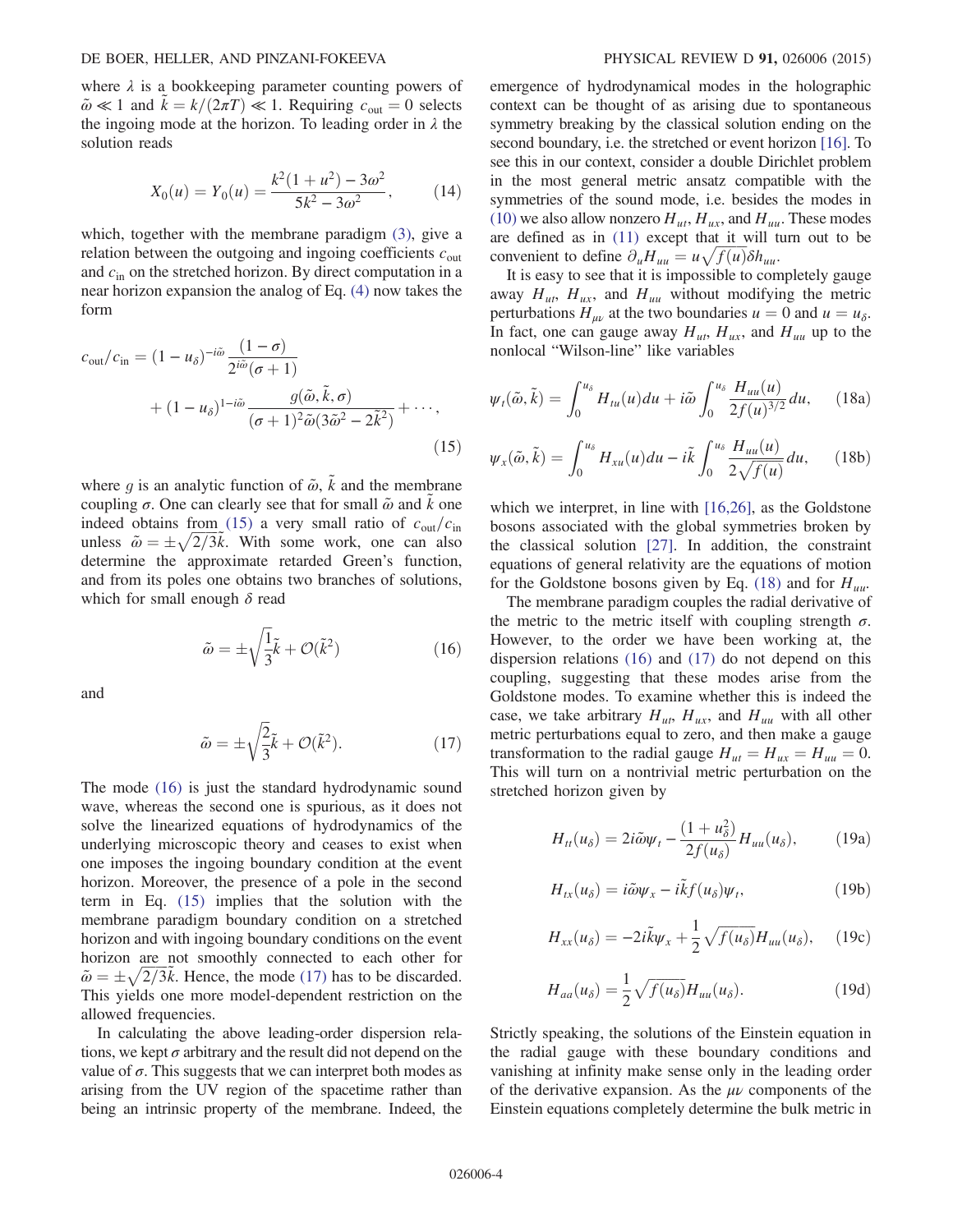where $\lambda$ is a bookkeeping parameter counting powers of $\tilde{\omega} \ll 1$ and $\tilde{k} = k/(2\pi T) \ll 1$. Requiring $c_{\text{out}} = 0$ selects the ingoing mode at the horizon. To leading order in $\lambda$ the solution reads

$$X_0(u) = Y_0(u) = \frac{k^2(1+u^2) - 3\omega^2}{5k^2 - 3\omega^2}, \tag{14}$$

which, together with the membrane paradigm (3), give a relation between the outgoing and ingoing coefficients $c_{\text{out}}$ and $c_{\text{in}}$ on the stretched horizon. By direct computation in a near horizon expansion the analog of Eq. (4) now takes the form

$$c_{\text{out}}/c_{\text{in}} = (1-u_\delta)^{-i\tilde{\omega}} \frac{(1-\sigma)}{2^{i\tilde{\omega}}(\sigma+1)} + (1-u_\delta)^{1-i\tilde{\omega}} \frac{g(\tilde{\omega}, \tilde{k}, \sigma)}{(\sigma+1)^2 \tilde{\omega}(3\tilde{\omega}^2 - 2\tilde{k}^2)} + \cdots, \tag{15}$$

where $g$ is an analytic function of $\tilde{\omega}$, $\tilde{k}$ and the membrane coupling $\sigma$. One can clearly see that for small $\tilde{\omega}$ and $\tilde{k}$ one indeed obtains from (15) a very small ratio of $c_{\text{out}}/c_{\text{in}}$ unless $\tilde{\omega} = \pm\sqrt{2/3}\tilde{k}$. With some work, one can also determine the approximate retarded Green's function, and from its poles one obtains two branches of solutions, which for small enough $\delta$ read

$$\tilde{\omega} = \pm\sqrt{\frac{1}{3}}\tilde{k} + \mathcal{O}(\tilde{k}^2) \tag{16}$$

and

$$\tilde{\omega} = \pm\sqrt{\frac{2}{3}}\tilde{k} + \mathcal{O}(\tilde{k}^2). \tag{17}$$

The mode (16) is just the standard hydrodynamic sound wave, whereas the second one is spurious, as it does not solve the linearized equations of hydrodynamics of the underlying microscopic theory and ceases to exist when one imposes the ingoing boundary condition at the event horizon. Moreover, the presence of a pole in the second term in Eq. (15) implies that the solution with the membrane paradigm boundary condition on a stretched horizon and with ingoing boundary conditions on the event horizon are not smoothly connected to each other for $\tilde{\omega} = \pm\sqrt{2/3}\tilde{k}$. Hence, the mode (17) has to be discarded. This yields one more model-dependent restriction on the allowed frequencies.

In calculating the above leading-order dispersion relations, we kept $\sigma$ arbitrary and the result did not depend on the value of $\sigma$. This suggests that we can interpret both modes as arising from the UV region of the spacetime rather than being an intrinsic property of the membrane. Indeed, the emergence of hydrodynamical modes in the holographic context can be thought of as arising due to spontaneous symmetry breaking by the classical solution ending on the second boundary, i.e. the stretched or event horizon [16]. To see this in our context, consider a double Dirichlet problem in the most general metric ansatz compatible with the symmetries of the sound mode, i.e. besides the modes in (10) we also allow nonzero $H_{ut}$, $H_{ux}$, and $H_{uu}$. These modes are defined as in (11) except that it will turn out to be convenient to define $\partial_u H_{uu} = u\sqrt{f(u)}\delta h_{uu}$.

It is easy to see that it is impossible to completely gauge away $H_{ut}$, $H_{ux}$, and $H_{uu}$ without modifying the metric perturbations $H_{\mu\nu}$ at the two boundaries $u = 0$ and $u = u_\delta$. In fact, one can gauge away $H_{ut}$, $H_{ux}$, and $H_{uu}$ up to the nonlocal "Wilson-line" like variables

$$\psi_t(\tilde{\omega}, \tilde{k}) = \int_0^{u_\delta} H_{tu}(u)du + i\tilde{\omega}\int_0^{u_\delta} \frac{H_{uu}(u)}{2f(u)^{3/2}}du, \tag{18a}$$

$$\psi_x(\tilde{\omega}, \tilde{k}) = \int_0^{u_\delta} H_{xu}(u)du - i\tilde{k}\int_0^{u_\delta} \frac{H_{uu}(u)}{2\sqrt{f(u)}}du, \tag{18b}$$

which we interpret, in line with [16,26], as the Goldstone bosons associated with the global symmetries broken by the classical solution [27]. In addition, the constraint equations of general relativity are the equations of motion for the Goldstone bosons given by Eq. (18) and for $H_{uu}$.

The membrane paradigm couples the radial derivative of the metric to the metric itself with coupling strength $\sigma$. However, to the order we have been working at, the dispersion relations (16) and (17) do not depend on this coupling, suggesting that these modes arise from the Goldstone modes. To examine whether this is indeed the case, we take arbitrary $H_{ut}$, $H_{ux}$, and $H_{uu}$ with all other metric perturbations equal to zero, and then make a gauge transformation to the radial gauge $H_{ut} = H_{ux} = H_{uu} = 0$. This will turn on a nontrivial metric perturbation on the stretched horizon given by

$$H_{tt}(u_\delta) = 2i\tilde{\omega}\psi_t - \frac{(1+u_\delta^2)}{2f(u_\delta)}H_{uu}(u_\delta), \tag{19a}$$

$$H_{tx}(u_\delta) = i\tilde{\omega}\psi_x - i\tilde{k}f(u_\delta)\psi_t, \tag{19b}$$

$$H_{xx}(u_\delta) = -2i\tilde{k}\psi_x + \frac{1}{2}\sqrt{f(u_\delta)}H_{uu}(u_\delta), \tag{19c}$$

$$H_{aa}(u_\delta) = \frac{1}{2}\sqrt{f(u_\delta)}H_{uu}(u_\delta). \tag{19d}$$

Strictly speaking, the solutions of the Einstein equation in the radial gauge with these boundary conditions and vanishing at infinity make sense only in the leading order of the derivative expansion. As the $\mu\nu$ components of the Einstein equations completely determine the bulk metric in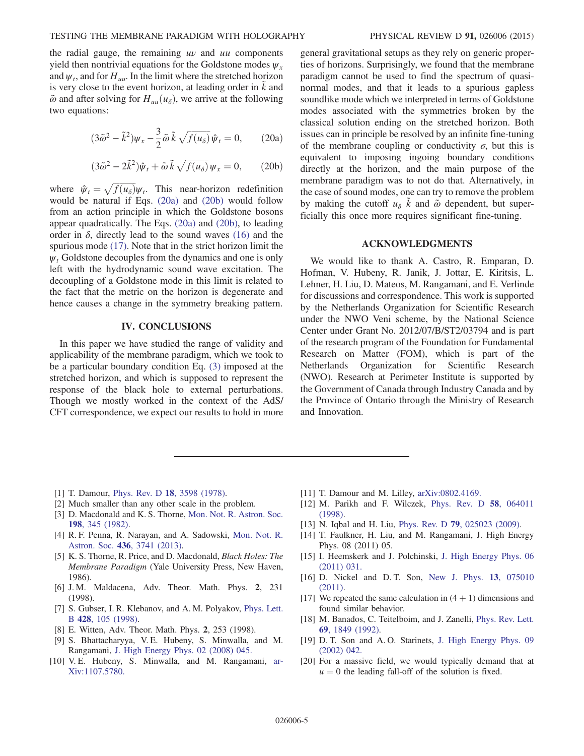the radial gauge, the remaining $u\nu$ and $uu$ components yield then nontrivial equations for the Goldstone modes $\psi_x$ and $\psi_t$, and for $H_{uu}$. In the limit where the stretched horizon is very close to the event horizon, at leading order in $\tilde{k}$ and $\tilde{\omega}$ and after solving for $H_{uu}(u_\delta)$, we arrive at the following two equations:

$$(3\tilde{\omega}^2 - \tilde{k}^2)\psi_x - \frac{3}{2}\tilde{\omega}\,\tilde{k}\,\sqrt{f(u_\delta)}\,\hat{\psi}_t = 0, \tag{20a}$$

$$(3\tilde{\omega}^2 - 2\tilde{k}^2)\hat{\psi}_t + \tilde{\omega}\,\tilde{k}\,\sqrt{f(u_\delta)}\,\psi_x = 0, \tag{20b}$$

where $\hat{\psi}_t = \sqrt{f(u_\delta)}\psi_t$. This near-horizon redefinition would be natural if Eqs. (20a) and (20b) would follow from an action principle in which the Goldstone bosons appear quadratically. The Eqs. (20a) and (20b), to leading order in $\delta$, directly lead to the sound waves (16) and the spurious mode (17). Note that in the strict horizon limit the $\psi_t$ Goldstone decouples from the dynamics and one is only left with the hydrodynamic sound wave excitation. The decoupling of a Goldstone mode in this limit is related to the fact that the metric on the horizon is degenerate and hence causes a change in the symmetry breaking pattern.

## IV. CONCLUSIONS

In this paper we have studied the range of validity and applicability of the membrane paradigm, which we took to be a particular boundary condition Eq. (3) imposed at the stretched horizon, and which is supposed to represent the response of the black hole to external perturbations. Though we mostly worked in the context of the AdS/CFT correspondence, we expect our results to hold in more general gravitational setups as they rely on generic properties of horizons. Surprisingly, we found that the membrane paradigm cannot be used to find the spectrum of quasinormal modes, and that it leads to a spurious gapless soundlike mode which we interpreted in terms of Goldstone modes associated with the symmetries broken by the classical solution ending on the stretched horizon. Both issues can in principle be resolved by an infinite fine-tuning of the membrane coupling or conductivity $\sigma$, but this is equivalent to imposing ingoing boundary conditions directly at the horizon, and the main purpose of the membrane paradigm was to not do that. Alternatively, in the case of sound modes, one can try to remove the problem by making the cutoff $u_\delta$ $\tilde{k}$ and $\tilde{\omega}$ dependent, but superficially this once more requires significant fine-tuning.

## ACKNOWLEDGMENTS

We would like to thank A. Castro, R. Emparan, D. Hofman, V. Hubeny, R. Janik, J. Jottar, E. Kiritsis, L. Lehner, H. Liu, D. Mateos, M. Rangamani, and E. Verlinde for discussions and correspondence. This work is supported by the Netherlands Organization for Scientific Research under the NWO Veni scheme, by the National Science Center under Grant No. 2012/07/B/ST2/03794 and is part of the research program of the Foundation for Fundamental Research on Matter (FOM), which is part of the Netherlands Organization for Scientific Research (NWO). Research at Perimeter Institute is supported by the Government of Canada through Industry Canada and by the Province of Ontario through the Ministry of Research and Innovation.

---

[1] T. Damour, Phys. Rev. D **18**, 3598 (1978).
[2] Much smaller than any other scale in the problem.
[3] D. Macdonald and K. S. Thorne, Mon. Not. R. Astron. Soc. **198**, 345 (1982).
[4] R. F. Penna, R. Narayan, and A. Sadowski, Mon. Not. R. Astron. Soc. **436**, 3741 (2013).
[5] K. S. Thorne, R. Price, and D. Macdonald, *Black Holes: The Membrane Paradigm* (Yale University Press, New Haven, 1986).
[6] J. M. Maldacena, Adv. Theor. Math. Phys. **2**, 231 (1998).
[7] S. Gubser, I. R. Klebanov, and A. M. Polyakov, Phys. Lett. B **428**, 105 (1998).
[8] E. Witten, Adv. Theor. Math. Phys. **2**, 253 (1998).
[9] S. Bhattacharyya, V. E. Hubeny, S. Minwalla, and M. Rangamani, J. High Energy Phys. 02 (2008) 045.
[10] V. E. Hubeny, S. Minwalla, and M. Rangamani, arXiv:1107.5780.
[11] T. Damour and M. Lilley, arXiv:0802.4169.
[12] M. Parikh and F. Wilczek, Phys. Rev. D **58**, 064011 (1998).
[13] N. Iqbal and H. Liu, Phys. Rev. D **79**, 025023 (2009).
[14] T. Faulkner, H. Liu, and M. Rangamani, J. High Energy Phys. 08 (2011) 05.
[15] I. Heemskerk and J. Polchinski, J. High Energy Phys. 06 (2011) 031.
[16] D. Nickel and D. T. Son, New J. Phys. **13**, 075010 (2011).
[17] We repeated the same calculation in $(4+1)$ dimensions and found similar behavior.
[18] M. Banados, C. Teitelboim, and J. Zanelli, Phys. Rev. Lett. **69**, 1849 (1992).
[19] D. T. Son and A. O. Starinets, J. High Energy Phys. 09 (2002) 042.
[20] For a massive field, we would typically demand that at $u = 0$ the leading fall-off of the solution is fixed.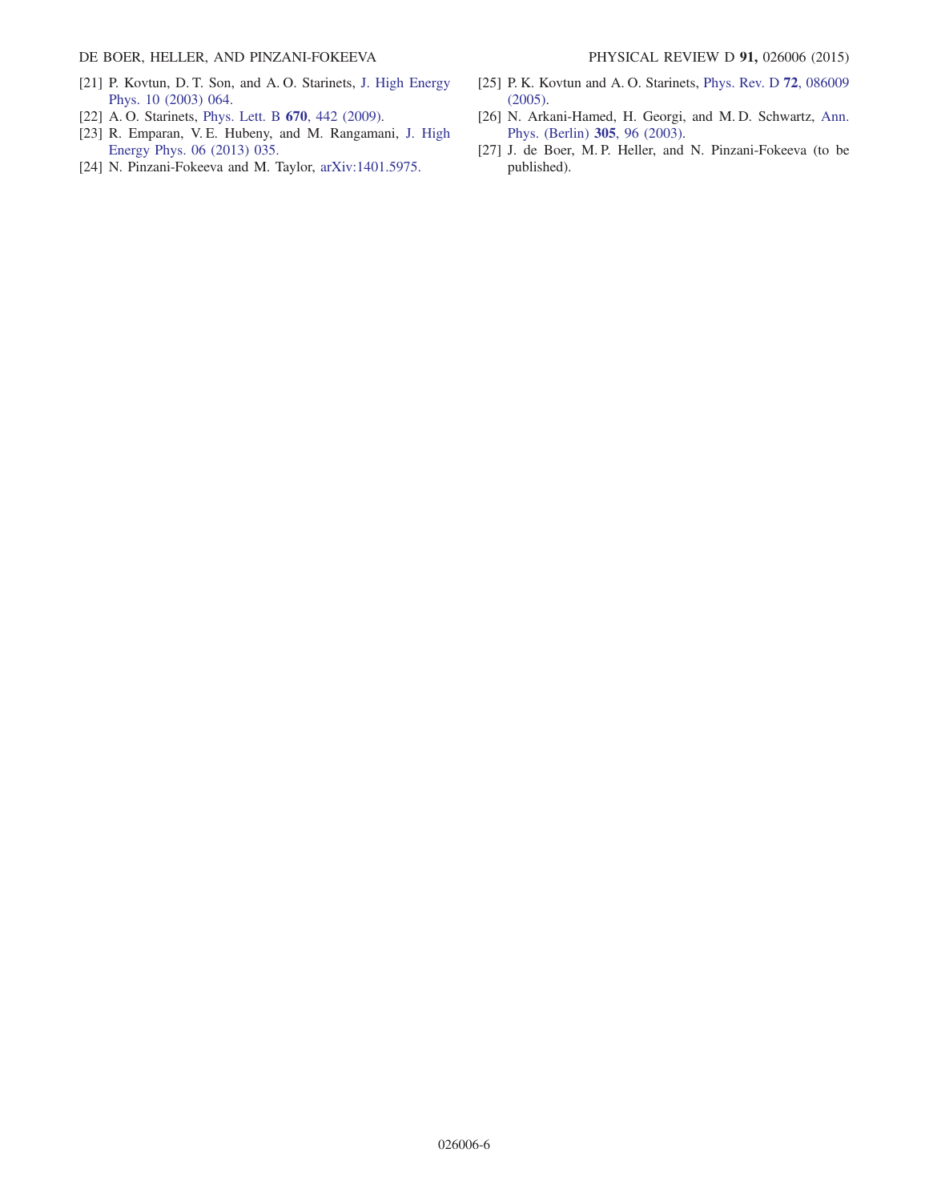[21] P. Kovtun, D. T. Son, and A. O. Starinets, J. High Energy Phys. 10 (2003) 064.

[22] A. O. Starinets, Phys. Lett. B **670**, 442 (2009).

[23] R. Emparan, V. E. Hubeny, and M. Rangamani, J. High Energy Phys. 06 (2013) 035.

[24] N. Pinzani-Fokeeva and M. Taylor, arXiv:1401.5975.

[25] P. K. Kovtun and A. O. Starinets, Phys. Rev. D **72**, 086009 (2005).

[26] N. Arkani-Hamed, H. Georgi, and M. D. Schwartz, Ann. Phys. (Berlin) **305**, 96 (2003).

[27] J. de Boer, M. P. Heller, and N. Pinzani-Fokeeva (to be published).